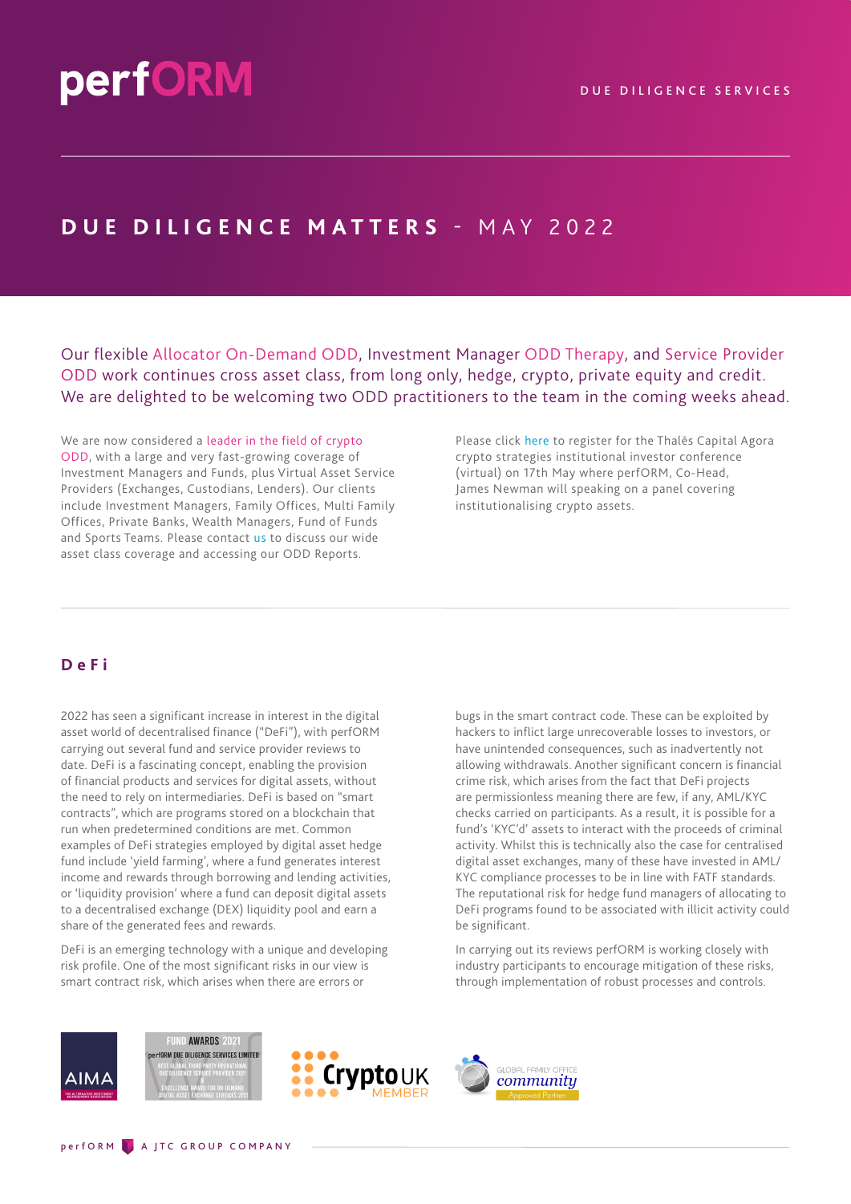perfORM

DUE DILIGENCE SERVICES

# DUE DILIGENCE MATTERS - MAY 2022

Our flexible Allocator On-Demand ODD, Investment Manager ODD Therapy, and Service Provider ODD work continues cross asset class, from long only, hedge, crypto, private equity and credit. We are delighted to be welcoming two ODD practitioners to the team in the coming weeks ahead.

We are now considered a leader in the field of crypto ODD, with a large and very fast-growing coverage of Investment Managers and Funds, plus Virtual Asset Service Providers (Exchanges, Custodians, Lenders). Our clients include Investment Managers, Family Offices, Multi Family Offices, Private Banks, Wealth Managers, Fund of Funds and Sports Teams. Please contact us to discuss our wide asset class coverage and accessing our ODD Reports.

Please click here to register for the Thalēs Capital Agora crypto strategies institutional investor conference (virtual) on 17th May where perfORM, Co-Head, James Newman will speaking on a panel covering institutionalising crypto assets.

## DeFi

2022 has seen a significant increase in interest in the digital asset world of decentralised finance ("DeFi"), with perfORM carrying out several fund and service provider reviews to date. DeFi is a fascinating concept, enabling the provision of financial products and services for digital assets, without the need to rely on intermediaries. DeFi is based on "smart contracts", which are programs stored on a blockchain that run when predetermined conditions are met. Common examples of DeFi strategies employed by digital asset hedge fund include 'yield farming', where a fund generates interest income and rewards through borrowing and lending activities, or 'liquidity provision' where a fund can deposit digital assets to a decentralised exchange (DEX) liquidity pool and earn a share of the generated fees and rewards.

DeFi is an emerging technology with a unique and developing risk profile. One of the most significant risks in our view is smart contract risk, which arises when there are errors or bugs in the smart contract code. These can be exploited by hackers to inflict large unrecoverable losses to investors, or have unintended consequences, such as inadvertently not allowing withdrawals. Another significant concern is financial crime risk, which arises from the fact that DeFi projects are permissionless meaning there are few, if any, AML/KYC checks carried on participants. As a result, it is possible for a fund's 'KYC'd' assets to interact with the proceeds of criminal activity. Whilst this is technically also the case for centralised digital asset exchanges, many of these have invested in AML/KYC compliance processes to be in line with FATF standards. The reputational risk for hedge fund managers of allocating to DeFi programs found to be associated with illicit activity could be significant.

In carrying out its reviews perfORM is working closely with industry participants to encourage mitigation of these risks, through implementation of robust processes and controls.

AIMA — FUND AWARDS 2021: perfORM DUE DILIGENCE SERVICES LIMITED — BEST GLOBAL THIRD PARTY OPERATIONAL DUE DILIGENCE SERVICE PROVIDER 2021 & EXCELLENCE AWARD FOR ON-DEMAND DIGITAL ASSET EXCHANGE SERVICES 2021 — CryptoUK MEMBER — GLOBAL FAMILY OFFICE community Approved Partner

perfORM A JTC GROUP COMPANY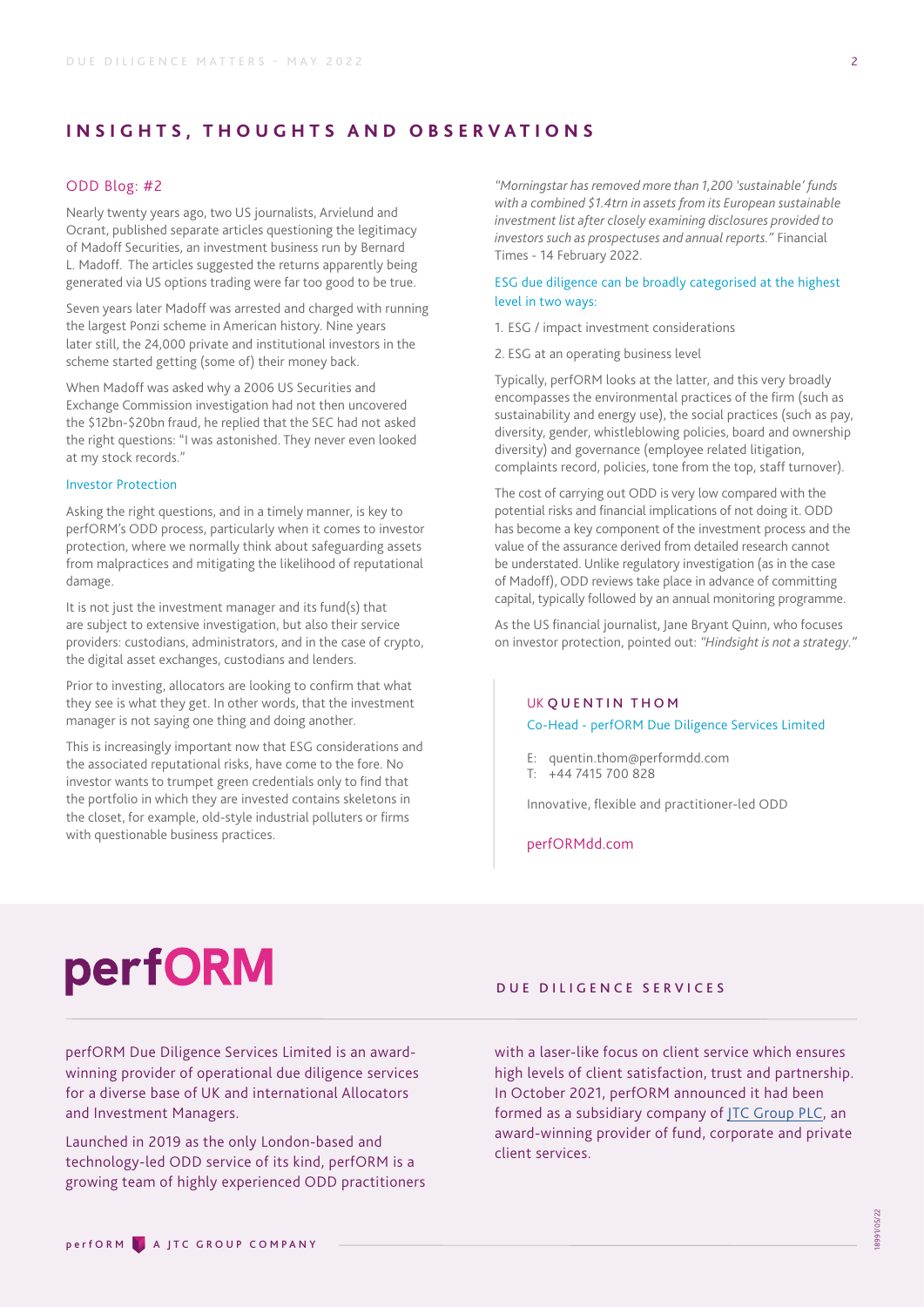## INSIGHTS, THOUGHTS AND OBSERVATIONS

### ODD Blog: #2

Nearly twenty years ago, two US journalists, Arvielund and Ocrant, published separate articles questioning the legitimacy of Madoff Securities, an investment business run by Bernard L. Madoff. The articles suggested the returns apparently being generated via US options trading were far too good to be true.

Seven years later Madoff was arrested and charged with running the largest Ponzi scheme in American history. Nine years later still, the 24,000 private and institutional investors in the scheme started getting (some of) their money back.

When Madoff was asked why a 2006 US Securities and Exchange Commission investigation had not then uncovered the $12bn-$20bn fraud, he replied that the SEC had not asked the right questions: "I was astonished. They never even looked at my stock records."

#### Investor Protection

Asking the right questions, and in a timely manner, is key to perfORM's ODD process, particularly when it comes to investor protection, where we normally think about safeguarding assets from malpractices and mitigating the likelihood of reputational damage.

It is not just the investment manager and its fund(s) that are subject to extensive investigation, but also their service providers: custodians, administrators, and in the case of crypto, the digital asset exchanges, custodians and lenders.

Prior to investing, allocators are looking to confirm that what they see is what they get. In other words, that the investment manager is not saying one thing and doing another.

This is increasingly important now that ESG considerations and the associated reputational risks, have come to the fore. No investor wants to trumpet green credentials only to find that the portfolio in which they are invested contains skeletons in the closet, for example, old-style industrial polluters or firms with questionable business practices.

*"Morningstar has removed more than 1,200 'sustainable' funds with a combined $1.4trn in assets from its European sustainable investment list after closely examining disclosures provided to investors such as prospectuses and annual reports."* Financial Times - 14 February 2022.

ESG due diligence can be broadly categorised at the highest level in two ways:

1. ESG / impact investment considerations
2. ESG at an operating business level

Typically, perfORM looks at the latter, and this very broadly encompasses the environmental practices of the firm (such as sustainability and energy use), the social practices (such as pay, diversity, gender, whistleblowing policies, board and ownership diversity) and governance (employee related litigation, complaints record, policies, tone from the top, staff turnover).

The cost of carrying out ODD is very low compared with the potential risks and financial implications of not doing it. ODD has become a key component of the investment process and the value of the assurance derived from detailed research cannot be understated. Unlike regulatory investigation (as in the case of Madoff), ODD reviews take place in advance of committing capital, typically followed by an annual monitoring programme.

As the US financial journalist, Jane Bryant Quinn, who focuses on investor protection, pointed out: *"Hindsight is not a strategy."*

UK **QUENTIN THOM**
Co-Head - perfORM Due Diligence Services Limited

E: quentin.thom@performdd.com
T: +44 7415 700 828

Innovative, flexible and practitioner-led ODD

perfORMdd.com

## perfORM

**DUE DILIGENCE SERVICES**

perfORM Due Diligence Services Limited is an award-winning provider of operational due diligence services for a diverse base of UK and international Allocators and Investment Managers.

Launched in 2019 as the only London-based and technology-led ODD service of its kind, perfORM is a growing team of highly experienced ODD practitioners with a laser-like focus on client service which ensures high levels of client satisfaction, trust and partnership. In October 2021, perfORM announced it had been formed as a subsidiary company of JTC Group PLC, an award-winning provider of fund, corporate and private client services.

perfORM A JTC GROUP COMPANY